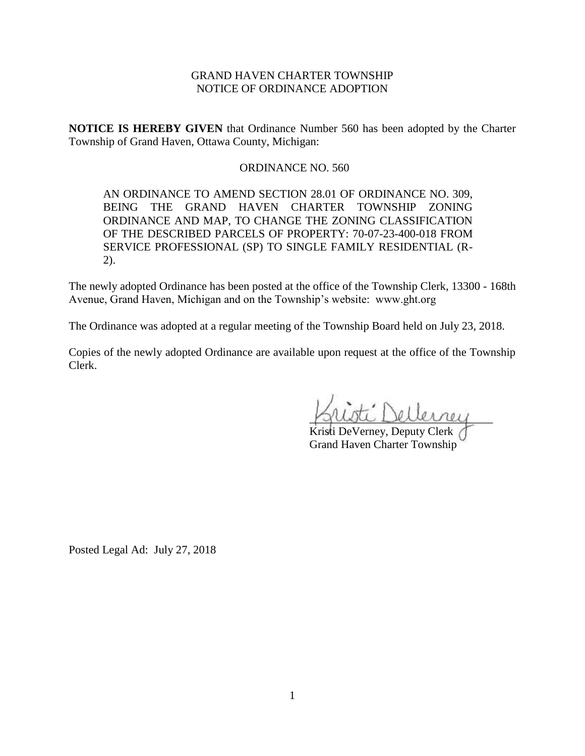GRAND HAVEN CHARTER TOWNSHIP
NOTICE OF ORDINANCE ADOPTION

**NOTICE IS HEREBY GIVEN** that Ordinance Number 560 has been adopted by the Charter Township of Grand Haven, Ottawa County, Michigan:

ORDINANCE NO. 560

> AN ORDINANCE TO AMEND SECTION 28.01 OF ORDINANCE NO. 309, BEING THE GRAND HAVEN CHARTER TOWNSHIP ZONING ORDINANCE AND MAP, TO CHANGE THE ZONING CLASSIFICATION OF THE DESCRIBED PARCELS OF PROPERTY: 70-07-23-400-018 FROM SERVICE PROFESSIONAL (SP) TO SINGLE FAMILY RESIDENTIAL (R-2).

The newly adopted Ordinance has been posted at the office of the Township Clerk, 13300 - 168th Avenue, Grand Haven, Michigan and on the Township's website: www.ght.org

The Ordinance was adopted at a regular meeting of the Township Board held on July 23, 2018.

Copies of the newly adopted Ordinance are available upon request at the office of the Township Clerk.

Kristi DeVerney, Deputy Clerk
Grand Haven Charter Township

Posted Legal Ad: July 27, 2018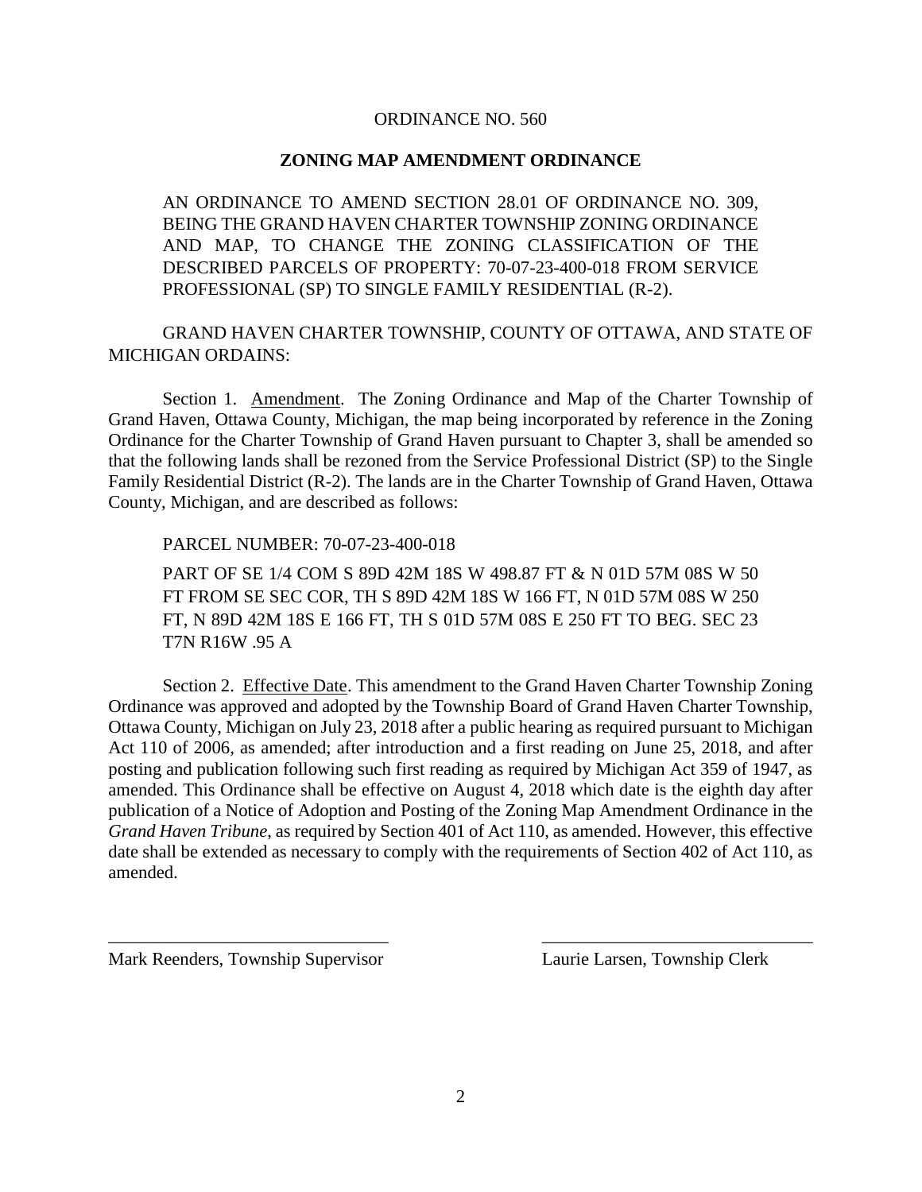ORDINANCE NO. 560

**ZONING MAP AMENDMENT ORDINANCE**

AN ORDINANCE TO AMEND SECTION 28.01 OF ORDINANCE NO. 309, BEING THE GRAND HAVEN CHARTER TOWNSHIP ZONING ORDINANCE AND MAP, TO CHANGE THE ZONING CLASSIFICATION OF THE DESCRIBED PARCELS OF PROPERTY: 70-07-23-400-018 FROM SERVICE PROFESSIONAL (SP) TO SINGLE FAMILY RESIDENTIAL (R-2).

GRAND HAVEN CHARTER TOWNSHIP, COUNTY OF OTTAWA, AND STATE OF MICHIGAN ORDAINS:

Section 1. Amendment. The Zoning Ordinance and Map of the Charter Township of Grand Haven, Ottawa County, Michigan, the map being incorporated by reference in the Zoning Ordinance for the Charter Township of Grand Haven pursuant to Chapter 3, shall be amended so that the following lands shall be rezoned from the Service Professional District (SP) to the Single Family Residential District (R-2). The lands are in the Charter Township of Grand Haven, Ottawa County, Michigan, and are described as follows:

PARCEL NUMBER: 70-07-23-400-018

PART OF SE 1/4 COM S 89D 42M 18S W 498.87 FT & N 01D 57M 08S W 50 FT FROM SE SEC COR, TH S 89D 42M 18S W 166 FT, N 01D 57M 08S W 250 FT, N 89D 42M 18S E 166 FT, TH S 01D 57M 08S E 250 FT TO BEG. SEC 23 T7N R16W .95 A

Section 2. Effective Date. This amendment to the Grand Haven Charter Township Zoning Ordinance was approved and adopted by the Township Board of Grand Haven Charter Township, Ottawa County, Michigan on July 23, 2018 after a public hearing as required pursuant to Michigan Act 110 of 2006, as amended; after introduction and a first reading on June 25, 2018, and after posting and publication following such first reading as required by Michigan Act 359 of 1947, as amended. This Ordinance shall be effective on August 4, 2018 which date is the eighth day after publication of a Notice of Adoption and Posting of the Zoning Map Amendment Ordinance in the *Grand Haven Tribune*, as required by Section 401 of Act 110, as amended. However, this effective date shall be extended as necessary to comply with the requirements of Section 402 of Act 110, as amended.

_______________________________
Mark Reenders, Township Supervisor

_______________________________
Laurie Larsen, Township Clerk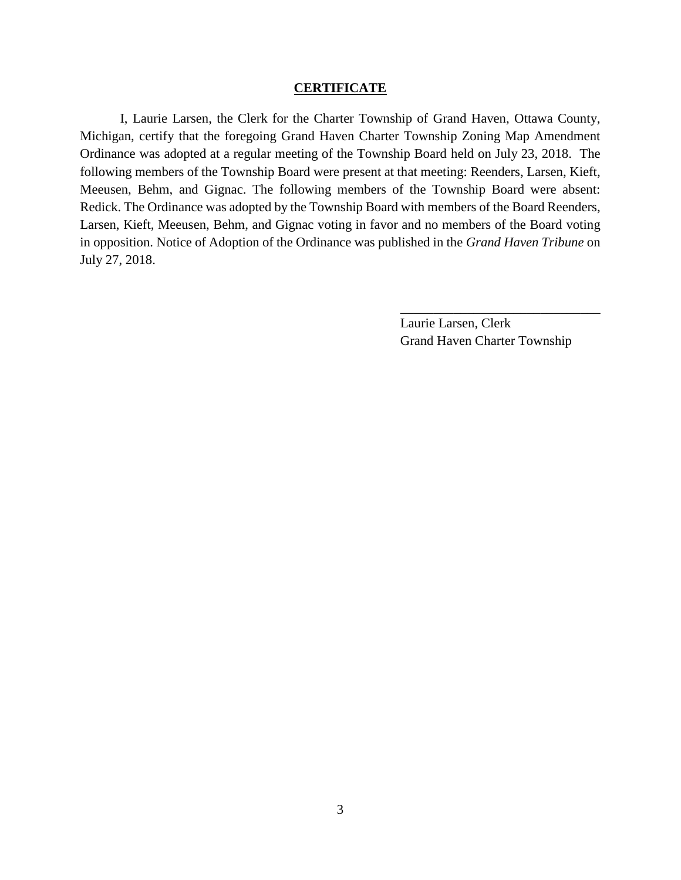**CERTIFICATE**

I, Laurie Larsen, the Clerk for the Charter Township of Grand Haven, Ottawa County, Michigan, certify that the foregoing Grand Haven Charter Township Zoning Map Amendment Ordinance was adopted at a regular meeting of the Township Board held on July 23, 2018. The following members of the Township Board were present at that meeting: Reenders, Larsen, Kieft, Meeusen, Behm, and Gignac. The following members of the Township Board were absent: Redick. The Ordinance was adopted by the Township Board with members of the Board Reenders, Larsen, Kieft, Meeusen, Behm, and Gignac voting in favor and no members of the Board voting in opposition. Notice of Adoption of the Ordinance was published in the *Grand Haven Tribune* on July 27, 2018.

\_\_\_\_\_\_\_\_\_\_\_\_\_\_\_\_\_\_\_\_\_\_\_\_\_\_\_\_\_\_

Laurie Larsen, Clerk
Grand Haven Charter Township